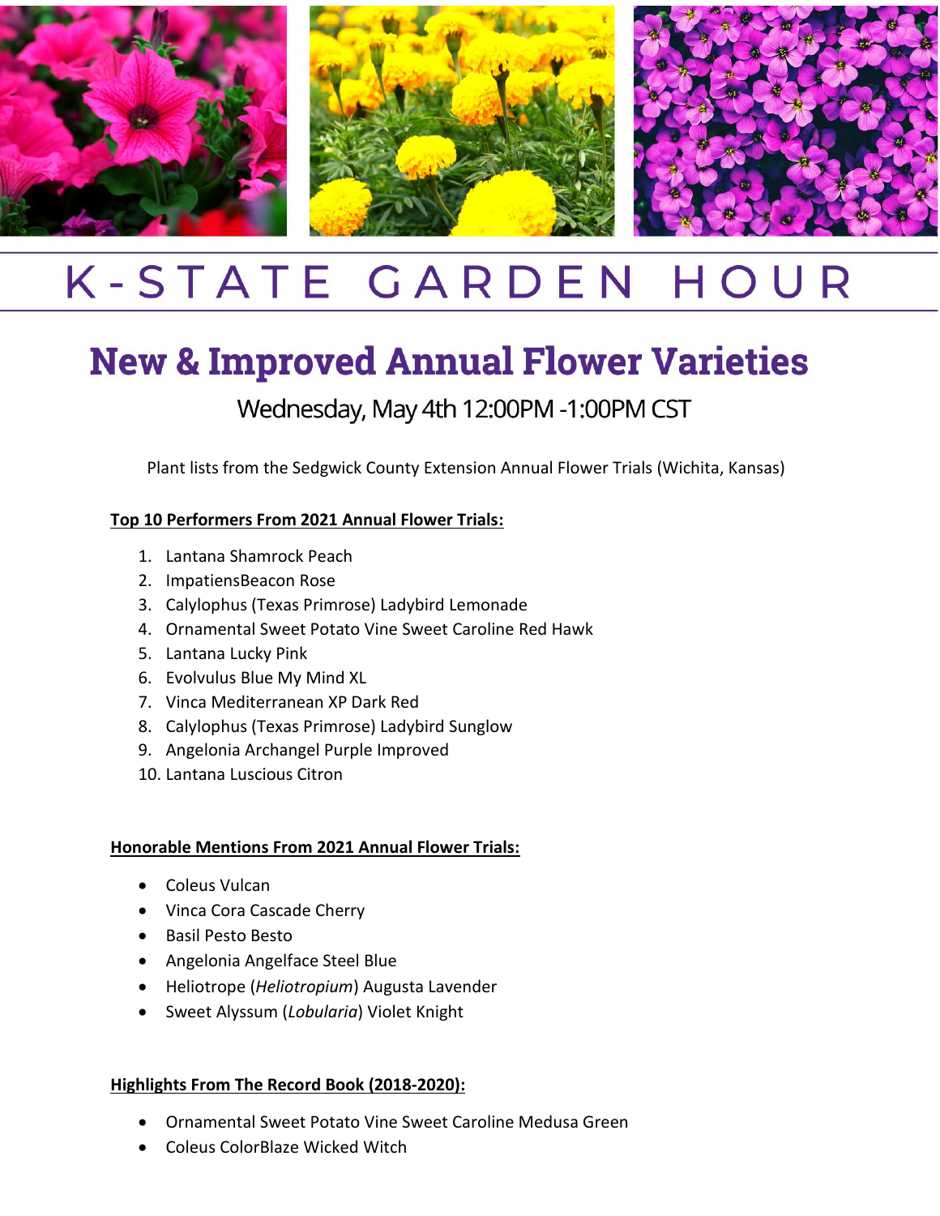# K-STATE GARDEN HOUR

## New & Improved Annual Flower Varieties

Wednesday, May 4th 12:00PM -1:00PM CST

Plant lists from the Sedgwick County Extension Annual Flower Trials (Wichita, Kansas)

**Top 10 Performers From 2021 Annual Flower Trials:**

1. Lantana Shamrock Peach
2. ImpatiensBeacon Rose
3. Calylophus (Texas Primrose) Ladybird Lemonade
4. Ornamental Sweet Potato Vine Sweet Caroline Red Hawk
5. Lantana Lucky Pink
6. Evolvulus Blue My Mind XL
7. Vinca Mediterranean XP Dark Red
8. Calylophus (Texas Primrose) Ladybird Sunglow
9. Angelonia Archangel Purple Improved
10. Lantana Luscious Citron

**Honorable Mentions From 2021 Annual Flower Trials:**

- Coleus Vulcan
- Vinca Cora Cascade Cherry
- Basil Pesto Besto
- Angelonia Angelface Steel Blue
- Heliotrope (*Heliotropium*) Augusta Lavender
- Sweet Alyssum (*Lobularia*) Violet Knight

**Highlights From The Record Book (2018-2020):**

- Ornamental Sweet Potato Vine Sweet Caroline Medusa Green
- Coleus ColorBlaze Wicked Witch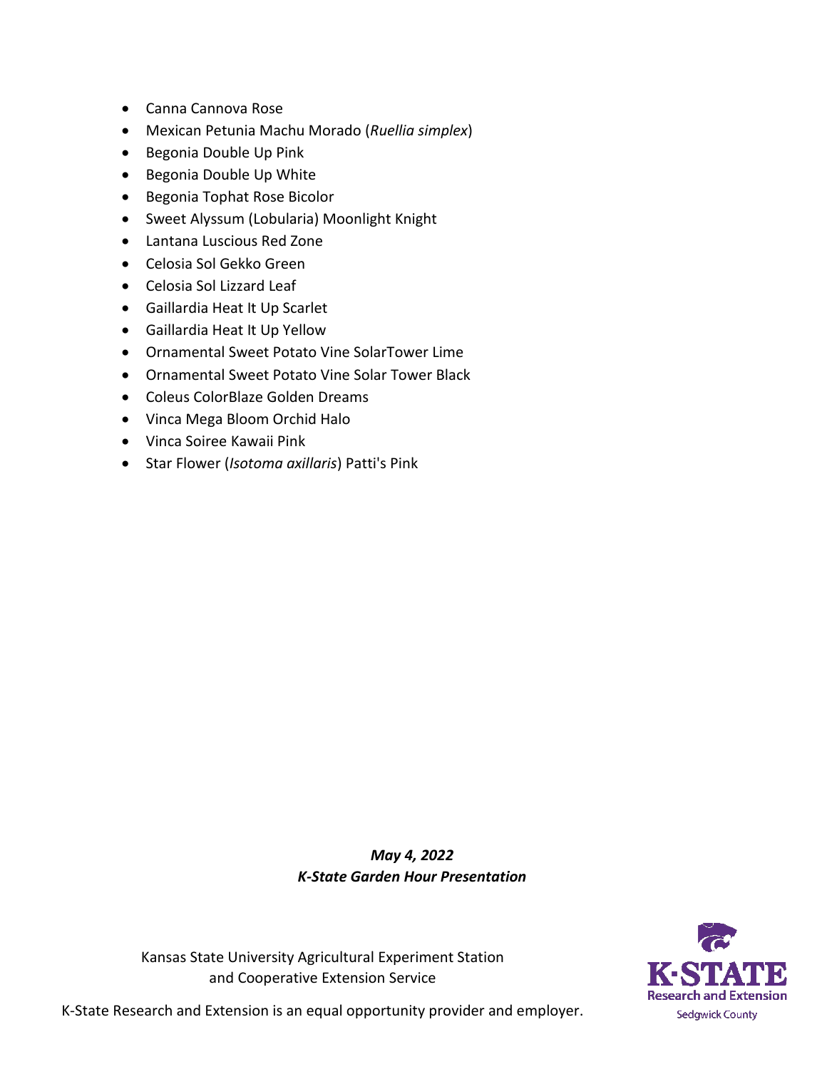- Canna Cannova Rose
- Mexican Petunia Machu Morado (*Ruellia simplex*)
- Begonia Double Up Pink
- Begonia Double Up White
- Begonia Tophat Rose Bicolor
- Sweet Alyssum (Lobularia) Moonlight Knight
- Lantana Luscious Red Zone
- Celosia Sol Gekko Green
- Celosia Sol Lizzard Leaf
- Gaillardia Heat It Up Scarlet
- Gaillardia Heat It Up Yellow
- Ornamental Sweet Potato Vine SolarTower Lime
- Ornamental Sweet Potato Vine Solar Tower Black
- Coleus ColorBlaze Golden Dreams
- Vinca Mega Bloom Orchid Halo
- Vinca Soiree Kawaii Pink
- Star Flower (*Isotoma axillaris*) Patti's Pink

***May 4, 2022***
***K-State Garden Hour Presentation***

Kansas State University Agricultural Experiment Station and Cooperative Extension Service

K-State Research and Extension is an equal opportunity provider and employer.

K-STATE Research and Extension
Sedgwick County